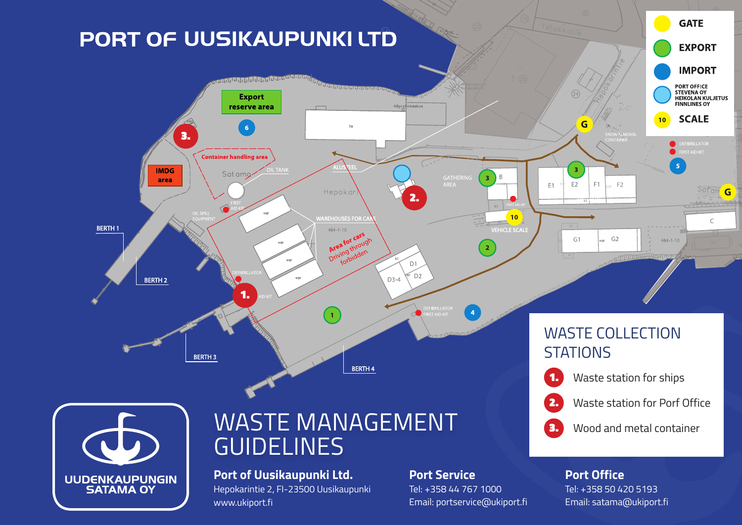# PORT OF UUSIKAUPUNKI LTD

| | |
|---|---|
| G | GATE |
| | EXPORT |
| | IMPORT |
| | PORT OFFICE STEVENA OY HEIKOLAN KULJETUS FINNLINES OY |
| 10 | SCALE |
| | DEFIBRILLATOR |
| | FIRST AID KIT |

Export reserve area

Container handling area

IMDG area

OIL TANK

FIRST AID KIT

OIL SPILL EQUIPMENT

BERTH 1

BERTH 2

BERTH 3

BERTH 4

ALUSTEEL

WAREHOUSES FOR CARS

Area for cars Driving through forbidden

GATHERING AREA

VEHICLE SCALE

SNOW REMOVAL CONTAINER

DEFIBRILLATOR

FIRST AID KIT

## WASTE COLLECTION STATIONS

1. Waste station for ships
2. Waste station for Porf Office
3. Wood and metal container

UUDENKAUPUNGIN SATAMA OY

# WASTE MANAGEMENT GUIDELINES

**Port of Uusikaupunki Ltd.**
Hepokarintie 2, FI-23500 Uusikaupunki
www.ukiport.fi

**Port Service**
Tel: +358 44 767 1000
Email: portservice@ukiport.fi

**Port Office**
Tel: +358 50 420 5193
Email: satama@ukiport.fi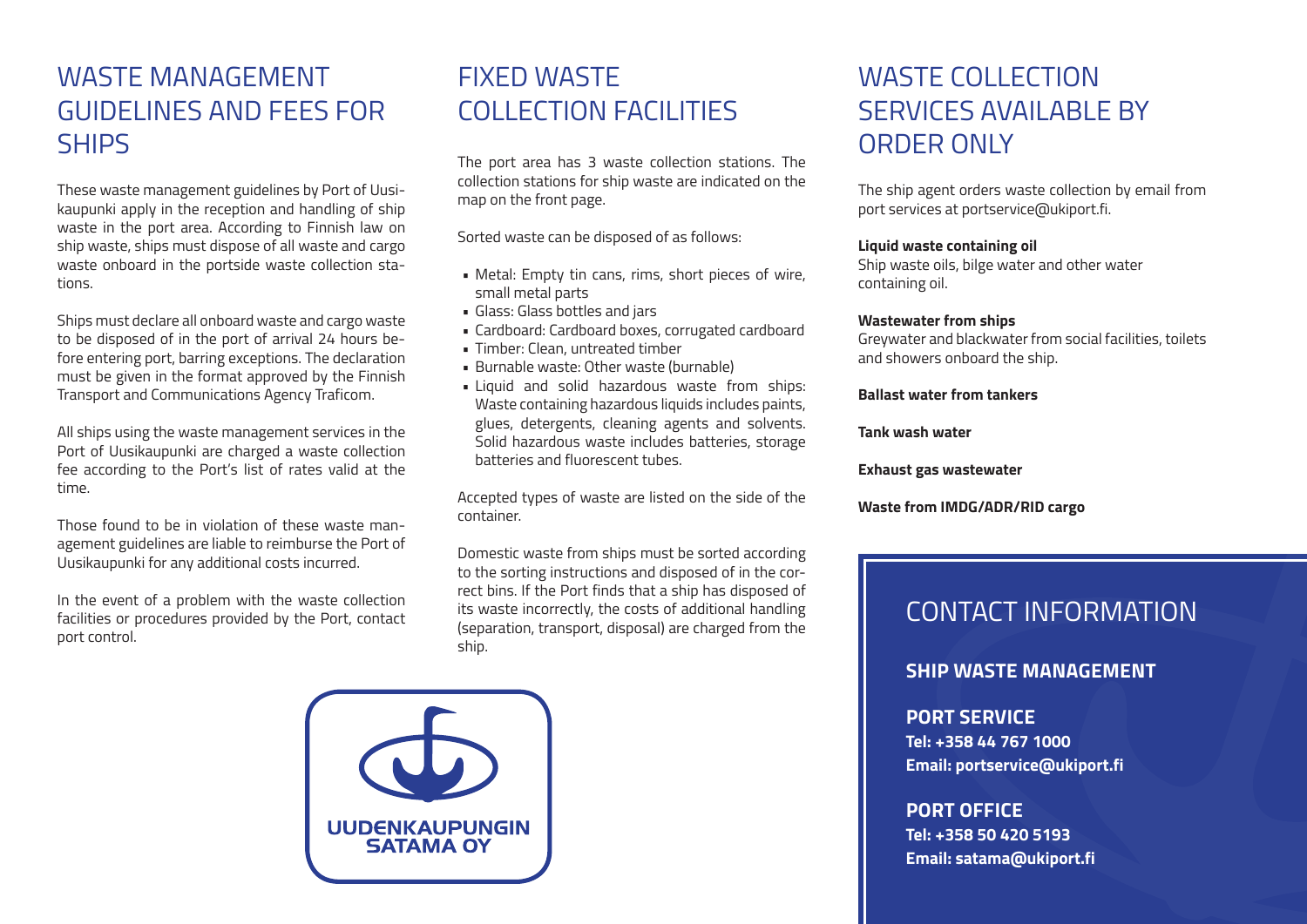# WASTE MANAGEMENT GUIDELINES AND FEES FOR SHIPS

These waste management guidelines by Port of Uusikaupunki apply in the reception and handling of ship waste in the port area. According to Finnish law on ship waste, ships must dispose of all waste and cargo waste onboard in the portside waste collection stations.

Ships must declare all onboard waste and cargo waste to be disposed of in the port of arrival 24 hours before entering port, barring exceptions. The declaration must be given in the format approved by the Finnish Transport and Communications Agency Traficom.

All ships using the waste management services in the Port of Uusikaupunki are charged a waste collection fee according to the Port's list of rates valid at the time.

Those found to be in violation of these waste management guidelines are liable to reimburse the Port of Uusikaupunki for any additional costs incurred.

In the event of a problem with the waste collection facilities or procedures provided by the Port, contact port control.

# FIXED WASTE COLLECTION FACILITIES

The port area has 3 waste collection stations. The collection stations for ship waste are indicated on the map on the front page.

Sorted waste can be disposed of as follows:

- Metal: Empty tin cans, rims, short pieces of wire, small metal parts
- Glass: Glass bottles and jars
- Cardboard: Cardboard boxes, corrugated cardboard
- Timber: Clean, untreated timber
- Burnable waste: Other waste (burnable)
- Liquid and solid hazardous waste from ships: Waste containing hazardous liquids includes paints, glues, detergents, cleaning agents and solvents. Solid hazardous waste includes batteries, storage batteries and fluorescent tubes.

Accepted types of waste are listed on the side of the container.

Domestic waste from ships must be sorted according to the sorting instructions and disposed of in the correct bins. If the Port finds that a ship has disposed of its waste incorrectly, the costs of additional handling (separation, transport, disposal) are charged from the ship.

UUDENKAUPUNGIN SATAMA OY

# WASTE COLLECTION SERVICES AVAILABLE BY ORDER ONLY

The ship agent orders waste collection by email from port services at portservice@ukiport.fi.

**Liquid waste containing oil**
Ship waste oils, bilge water and other water containing oil.

**Wastewater from ships**
Greywater and blackwater from social facilities, toilets and showers onboard the ship.

**Ballast water from tankers**

**Tank wash water**

**Exhaust gas wastewater**

**Waste from IMDG/ADR/RID cargo**

## CONTACT INFORMATION

**SHIP WASTE MANAGEMENT**

**PORT SERVICE**
**Tel: +358 44 767 1000**
**Email: portservice@ukiport.fi**

**PORT OFFICE**
**Tel: +358 50 420 5193**
**Email: satama@ukiport.fi**